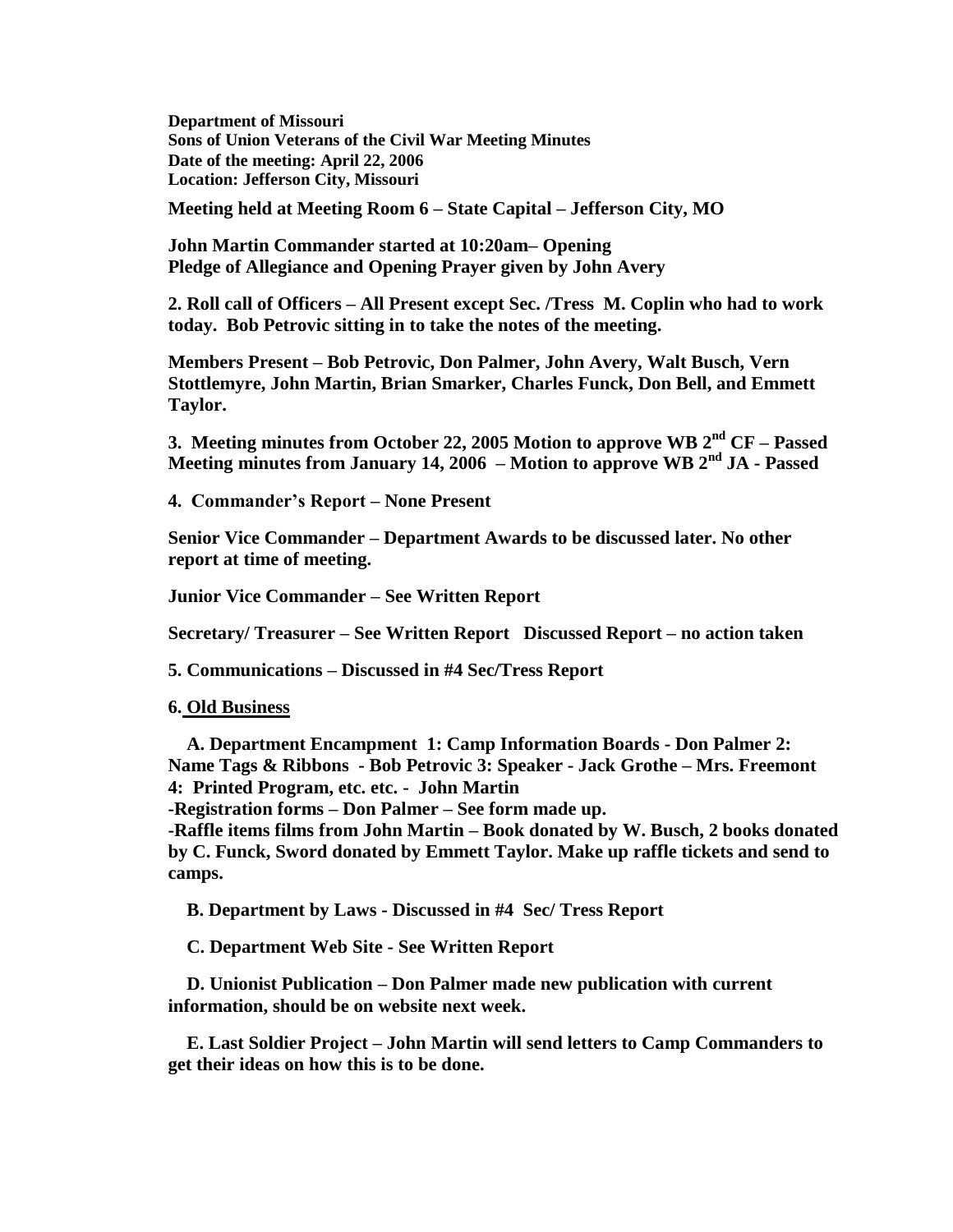**Department of Missouri**
**Sons of Union Veterans of the Civil War Meeting Minutes**
**Date of the meeting: April 22, 2006**
**Location: Jefferson City, Missouri**

**Meeting held at Meeting Room 6 – State Capital – Jefferson City, MO**

**John Martin Commander started at 10:20am– Opening**
**Pledge of Allegiance and Opening Prayer given by John Avery**

**2. Roll call of Officers – All Present except Sec. /Tress M. Coplin who had to work today. Bob Petrovic sitting in to take the notes of the meeting.**

**Members Present – Bob Petrovic, Don Palmer, John Avery, Walt Busch, Vern Stottlemyre, John Martin, Brian Smarker, Charles Funck, Don Bell, and Emmett Taylor.**

**3. Meeting minutes from October 22, 2005 Motion to approve WB 2nd CF – Passed**
**Meeting minutes from January 14, 2006 – Motion to approve WB 2nd JA - Passed**

**4. Commander's Report – None Present**

**Senior Vice Commander – Department Awards to be discussed later. No other report at time of meeting.**

**Junior Vice Commander – See Written Report**

**Secretary/ Treasurer – See Written Report Discussed Report – no action taken**

**5. Communications – Discussed in #4 Sec/Tress Report**

**6. Old Business**

**A. Department Encampment 1: Camp Information Boards - Don Palmer 2: Name Tags & Ribbons - Bob Petrovic 3: Speaker - Jack Grothe – Mrs. Freemont 4: Printed Program, etc. etc. - John Martin**
**-Registration forms – Don Palmer – See form made up.**
**-Raffle items films from John Martin – Book donated by W. Busch, 2 books donated by C. Funck, Sword donated by Emmett Taylor. Make up raffle tickets and send to camps.**

**B. Department by Laws - Discussed in #4 Sec/ Tress Report**

**C. Department Web Site - See Written Report**

**D. Unionist Publication – Don Palmer made new publication with current information, should be on website next week.**

**E. Last Soldier Project – John Martin will send letters to Camp Commanders to get their ideas on how this is to be done.**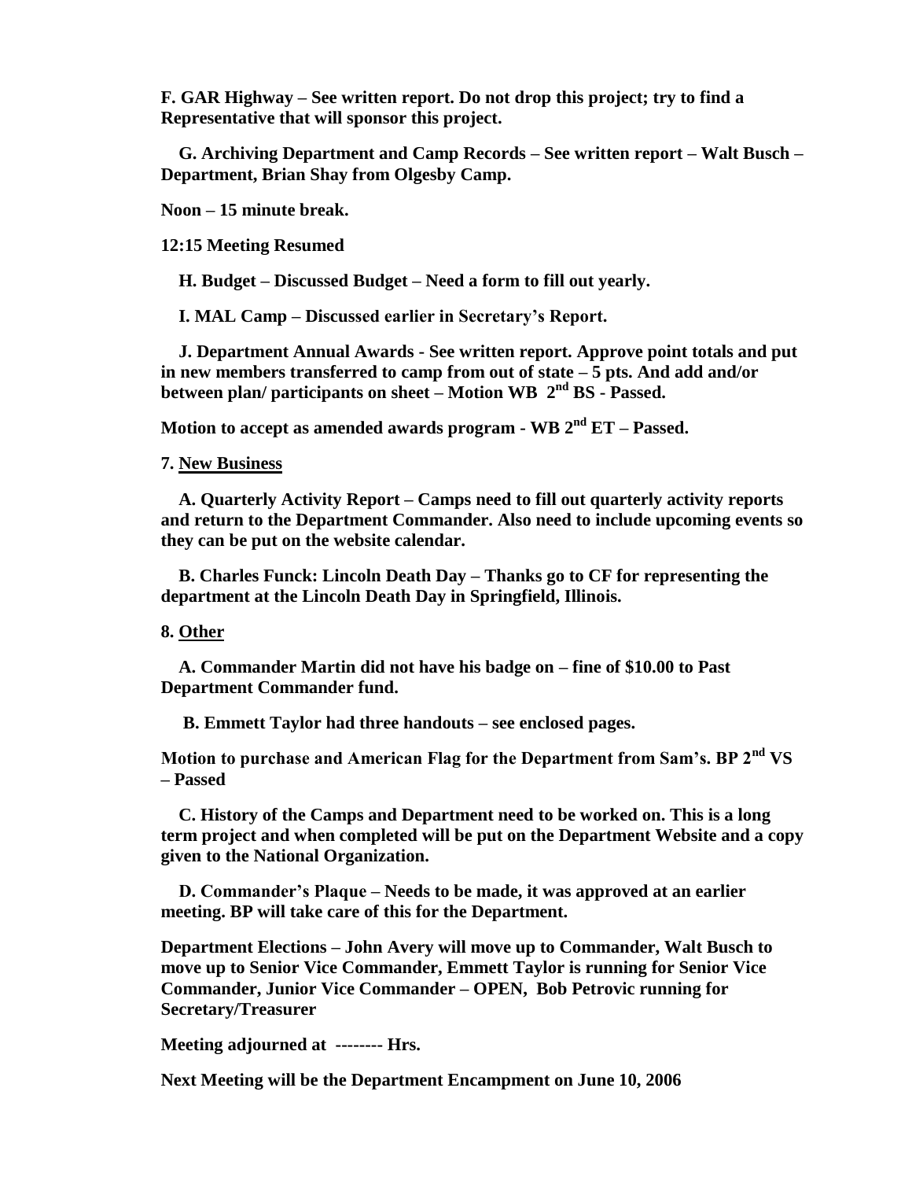**F. GAR Highway – See written report. Do not drop this project; try to find a Representative that will sponsor this project.**

**G. Archiving Department and Camp Records – See written report – Walt Busch – Department, Brian Shay from Olgesby Camp.**

**Noon – 15 minute break.**

**12:15 Meeting Resumed**

**H. Budget – Discussed Budget – Need a form to fill out yearly.**

**I. MAL Camp – Discussed earlier in Secretary's Report.**

**J. Department Annual Awards - See written report. Approve point totals and put in new members transferred to camp from out of state – 5 pts. And add and/or between plan/ participants on sheet – Motion WB 2nd BS - Passed.**

**Motion to accept as amended awards program - WB 2nd ET – Passed.**

**7. New Business**

**A. Quarterly Activity Report – Camps need to fill out quarterly activity reports and return to the Department Commander. Also need to include upcoming events so they can be put on the website calendar.**

**B. Charles Funck: Lincoln Death Day – Thanks go to CF for representing the department at the Lincoln Death Day in Springfield, Illinois.**

**8. Other**

**A. Commander Martin did not have his badge on – fine of $10.00 to Past Department Commander fund.**

**B. Emmett Taylor had three handouts – see enclosed pages.**

**Motion to purchase and American Flag for the Department from Sam's. BP 2nd VS – Passed**

**C. History of the Camps and Department need to be worked on. This is a long term project and when completed will be put on the Department Website and a copy given to the National Organization.**

**D. Commander's Plaque – Needs to be made, it was approved at an earlier meeting. BP will take care of this for the Department.**

**Department Elections – John Avery will move up to Commander, Walt Busch to move up to Senior Vice Commander, Emmett Taylor is running for Senior Vice Commander, Junior Vice Commander – OPEN, Bob Petrovic running for Secretary/Treasurer**

**Meeting adjourned at -------- Hrs.**

**Next Meeting will be the Department Encampment on June 10, 2006**